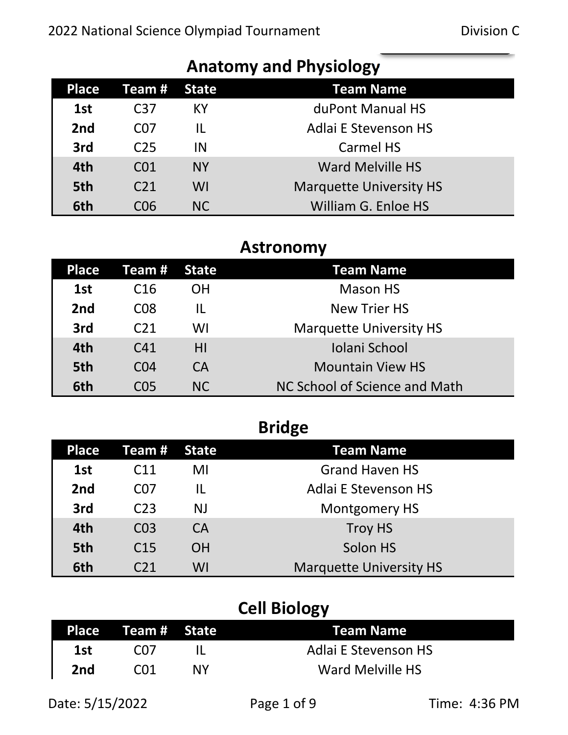2022 National Science Olympiad Tournament — Division C

## Anatomy and Physiology

| Place | Team # | State | Team Name |
|---|---|---|---|
| 1st | C37 | KY | duPont Manual HS |
| 2nd | C07 | IL | Adlai E Stevenson HS |
| 3rd | C25 | IN | Carmel HS |
| 4th | C01 | NY | Ward Melville HS |
| 5th | C21 | WI | Marquette University HS |
| 6th | C06 | NC | William G. Enloe HS |

## Astronomy

| Place | Team # | State | Team Name |
|---|---|---|---|
| 1st | C16 | OH | Mason HS |
| 2nd | C08 | IL | New Trier HS |
| 3rd | C21 | WI | Marquette University HS |
| 4th | C41 | HI | Iolani School |
| 5th | C04 | CA | Mountain View HS |
| 6th | C05 | NC | NC School of Science and Math |

## Bridge

| Place | Team # | State | Team Name |
|---|---|---|---|
| 1st | C11 | MI | Grand Haven HS |
| 2nd | C07 | IL | Adlai E Stevenson HS |
| 3rd | C23 | NJ | Montgomery HS |
| 4th | C03 | CA | Troy HS |
| 5th | C15 | OH | Solon HS |
| 6th | C21 | WI | Marquette University HS |

## Cell Biology

| Place | Team # | State | Team Name |
|---|---|---|---|
| 1st | C07 | IL | Adlai E Stevenson HS |
| 2nd | C01 | NY | Ward Melville HS |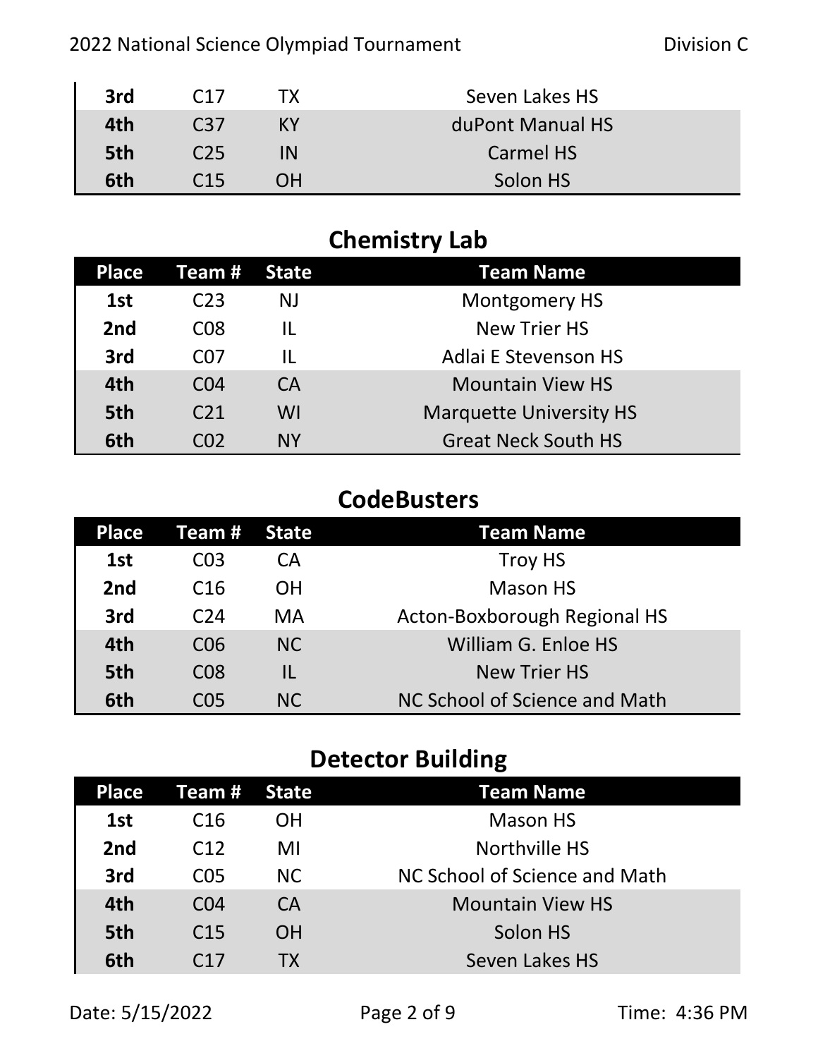| Place | Team # | State | Team Name |
|---|---|---|---|
| 3rd | C17 | TX | Seven Lakes HS |
| 4th | C37 | KY | duPont Manual HS |
| 5th | C25 | IN | Carmel HS |
| 6th | C15 | OH | Solon HS |

## Chemistry Lab

| Place | Team # | State | Team Name |
|---|---|---|---|
| 1st | C23 | NJ | Montgomery HS |
| 2nd | C08 | IL | New Trier HS |
| 3rd | C07 | IL | Adlai E Stevenson HS |
| 4th | C04 | CA | Mountain View HS |
| 5th | C21 | WI | Marquette University HS |
| 6th | C02 | NY | Great Neck South HS |

## CodeBusters

| Place | Team # | State | Team Name |
|---|---|---|---|
| 1st | C03 | CA | Troy HS |
| 2nd | C16 | OH | Mason HS |
| 3rd | C24 | MA | Acton-Boxborough Regional HS |
| 4th | C06 | NC | William G. Enloe HS |
| 5th | C08 | IL | New Trier HS |
| 6th | C05 | NC | NC School of Science and Math |

## Detector Building

| Place | Team # | State | Team Name |
|---|---|---|---|
| 1st | C16 | OH | Mason HS |
| 2nd | C12 | MI | Northville HS |
| 3rd | C05 | NC | NC School of Science and Math |
| 4th | C04 | CA | Mountain View HS |
| 5th | C15 | OH | Solon HS |
| 6th | C17 | TX | Seven Lakes HS |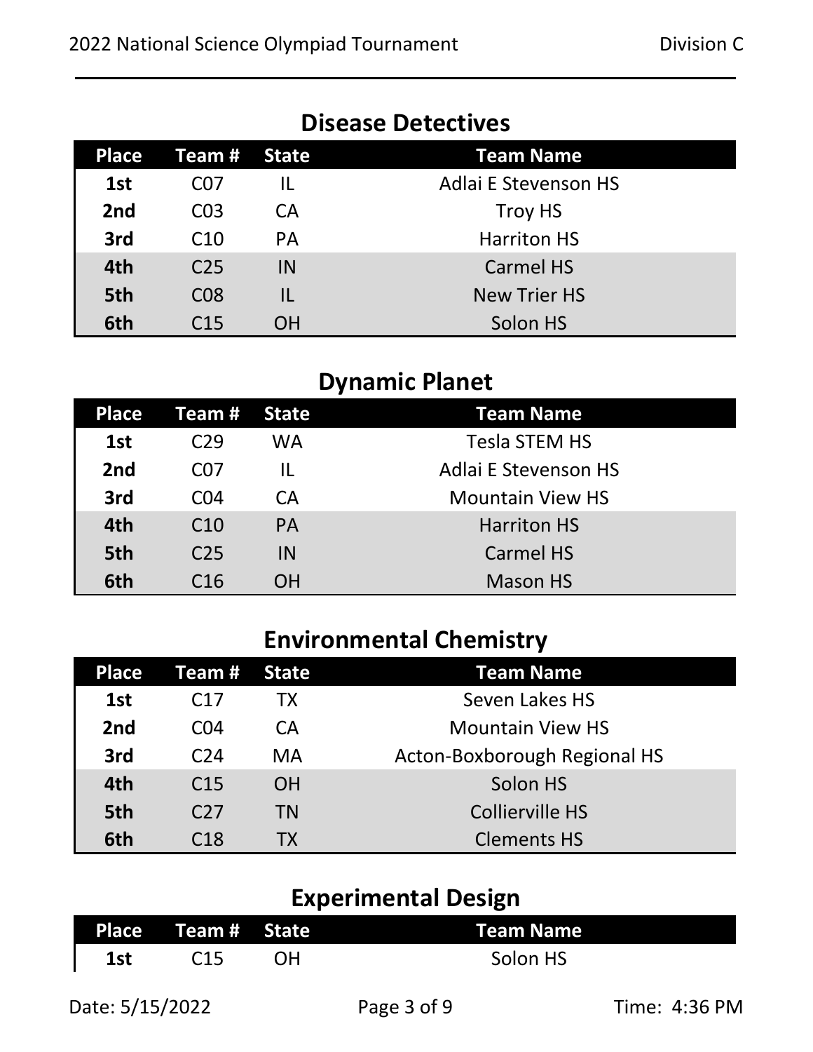## Disease Detectives

| Place | Team # | State | Team Name |
|---|---|---|---|
| 1st | C07 | IL | Adlai E Stevenson HS |
| 2nd | C03 | CA | Troy HS |
| 3rd | C10 | PA | Harriton HS |
| 4th | C25 | IN | Carmel HS |
| 5th | C08 | IL | New Trier HS |
| 6th | C15 | OH | Solon HS |

## Dynamic Planet

| Place | Team # | State | Team Name |
|---|---|---|---|
| 1st | C29 | WA | Tesla STEM HS |
| 2nd | C07 | IL | Adlai E Stevenson HS |
| 3rd | C04 | CA | Mountain View HS |
| 4th | C10 | PA | Harriton HS |
| 5th | C25 | IN | Carmel HS |
| 6th | C16 | OH | Mason HS |

## Environmental Chemistry

| Place | Team # | State | Team Name |
|---|---|---|---|
| 1st | C17 | TX | Seven Lakes HS |
| 2nd | C04 | CA | Mountain View HS |
| 3rd | C24 | MA | Acton-Boxborough Regional HS |
| 4th | C15 | OH | Solon HS |
| 5th | C27 | TN | Collierville HS |
| 6th | C18 | TX | Clements HS |

## Experimental Design

| Place | Team # | State | Team Name |
|---|---|---|---|
| 1st | C15 | OH | Solon HS |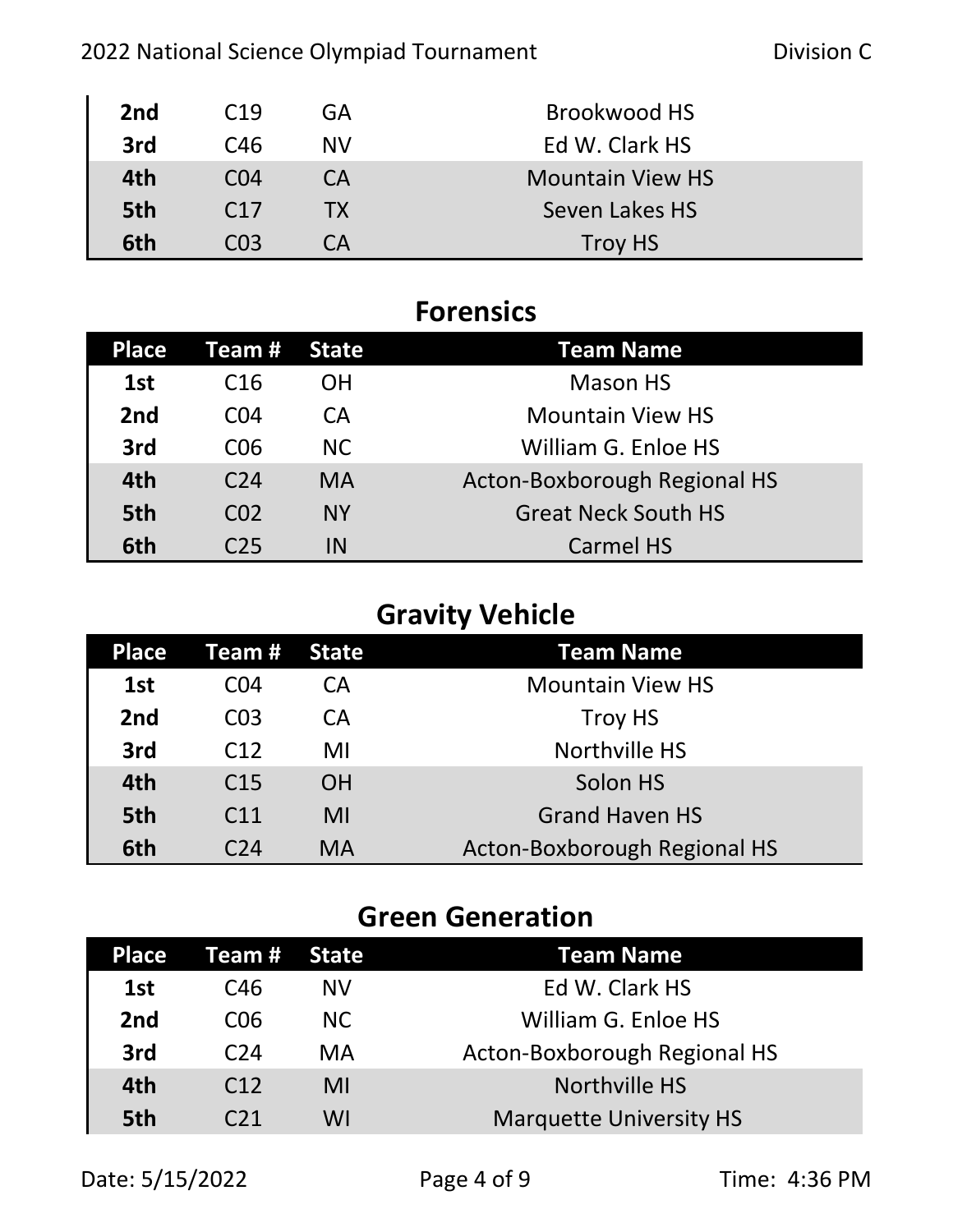| Place | Team # | State | Team Name |
|---|---|---|---|
| 2nd | C19 | GA | Brookwood HS |
| 3rd | C46 | NV | Ed W. Clark HS |
| 4th | C04 | CA | Mountain View HS |
| 5th | C17 | TX | Seven Lakes HS |
| 6th | C03 | CA | Troy HS |

## Forensics

| Place | Team # | State | Team Name |
|---|---|---|---|
| 1st | C16 | OH | Mason HS |
| 2nd | C04 | CA | Mountain View HS |
| 3rd | C06 | NC | William G. Enloe HS |
| 4th | C24 | MA | Acton-Boxborough Regional HS |
| 5th | C02 | NY | Great Neck South HS |
| 6th | C25 | IN | Carmel HS |

## Gravity Vehicle

| Place | Team # | State | Team Name |
|---|---|---|---|
| 1st | C04 | CA | Mountain View HS |
| 2nd | C03 | CA | Troy HS |
| 3rd | C12 | MI | Northville HS |
| 4th | C15 | OH | Solon HS |
| 5th | C11 | MI | Grand Haven HS |
| 6th | C24 | MA | Acton-Boxborough Regional HS |

## Green Generation

| Place | Team # | State | Team Name |
|---|---|---|---|
| 1st | C46 | NV | Ed W. Clark HS |
| 2nd | C06 | NC | William G. Enloe HS |
| 3rd | C24 | MA | Acton-Boxborough Regional HS |
| 4th | C12 | MI | Northville HS |
| 5th | C21 | WI | Marquette University HS |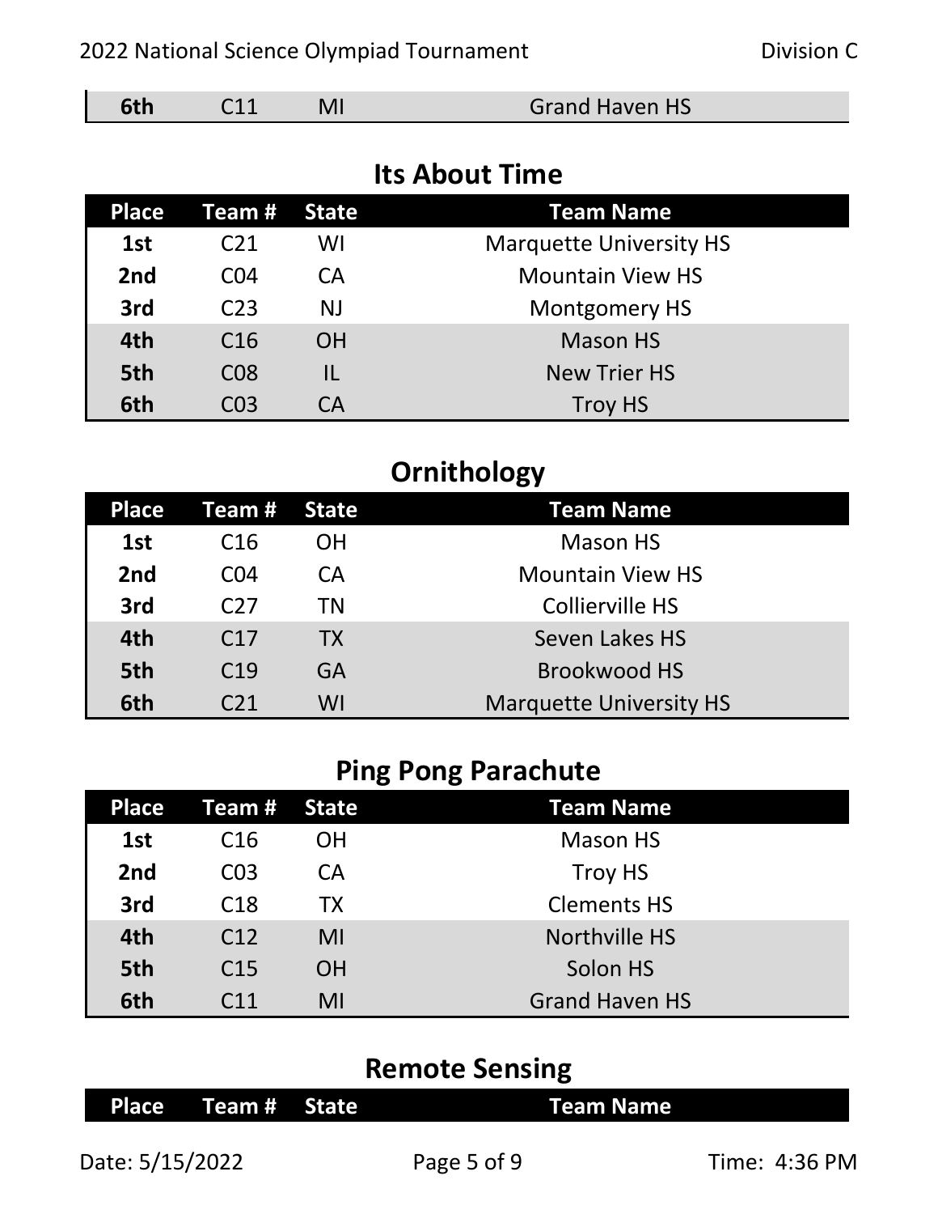| Place | Team # | State | Team Name |
|---|---|---|---|
| 6th | C11 | MI | Grand Haven HS |

## Its About Time

| Place | Team # | State | Team Name |
|---|---|---|---|
| 1st | C21 | WI | Marquette University HS |
| 2nd | C04 | CA | Mountain View HS |
| 3rd | C23 | NJ | Montgomery HS |
| 4th | C16 | OH | Mason HS |
| 5th | C08 | IL | New Trier HS |
| 6th | C03 | CA | Troy HS |

## Ornithology

| Place | Team # | State | Team Name |
|---|---|---|---|
| 1st | C16 | OH | Mason HS |
| 2nd | C04 | CA | Mountain View HS |
| 3rd | C27 | TN | Collierville HS |
| 4th | C17 | TX | Seven Lakes HS |
| 5th | C19 | GA | Brookwood HS |
| 6th | C21 | WI | Marquette University HS |

## Ping Pong Parachute

| Place | Team # | State | Team Name |
|---|---|---|---|
| 1st | C16 | OH | Mason HS |
| 2nd | C03 | CA | Troy HS |
| 3rd | C18 | TX | Clements HS |
| 4th | C12 | MI | Northville HS |
| 5th | C15 | OH | Solon HS |
| 6th | C11 | MI | Grand Haven HS |

## Remote Sensing

| Place | Team # | State | Team Name |
|---|---|---|---|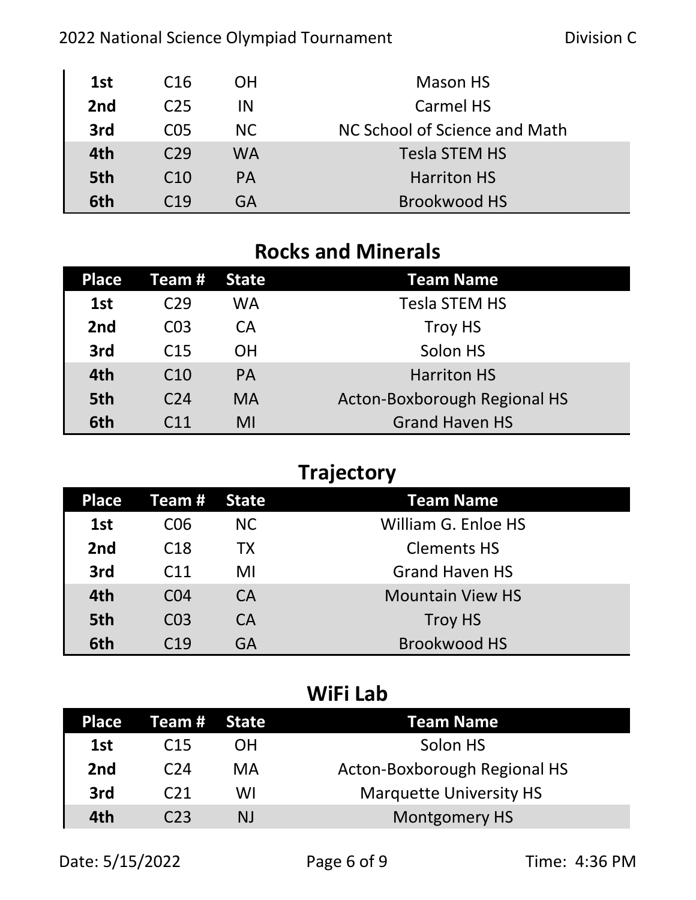| Place | Team # | State | Team Name |
|---|---|---|---|
| 1st | C16 | OH | Mason HS |
| 2nd | C25 | IN | Carmel HS |
| 3rd | C05 | NC | NC School of Science and Math |
| 4th | C29 | WA | Tesla STEM HS |
| 5th | C10 | PA | Harriton HS |
| 6th | C19 | GA | Brookwood HS |

## Rocks and Minerals

| Place | Team # | State | Team Name |
|---|---|---|---|
| 1st | C29 | WA | Tesla STEM HS |
| 2nd | C03 | CA | Troy HS |
| 3rd | C15 | OH | Solon HS |
| 4th | C10 | PA | Harriton HS |
| 5th | C24 | MA | Acton-Boxborough Regional HS |
| 6th | C11 | MI | Grand Haven HS |

## Trajectory

| Place | Team # | State | Team Name |
|---|---|---|---|
| 1st | C06 | NC | William G. Enloe HS |
| 2nd | C18 | TX | Clements HS |
| 3rd | C11 | MI | Grand Haven HS |
| 4th | C04 | CA | Mountain View HS |
| 5th | C03 | CA | Troy HS |
| 6th | C19 | GA | Brookwood HS |

## WiFi Lab

| Place | Team # | State | Team Name |
|---|---|---|---|
| 1st | C15 | OH | Solon HS |
| 2nd | C24 | MA | Acton-Boxborough Regional HS |
| 3rd | C21 | WI | Marquette University HS |
| 4th | C23 | NJ | Montgomery HS |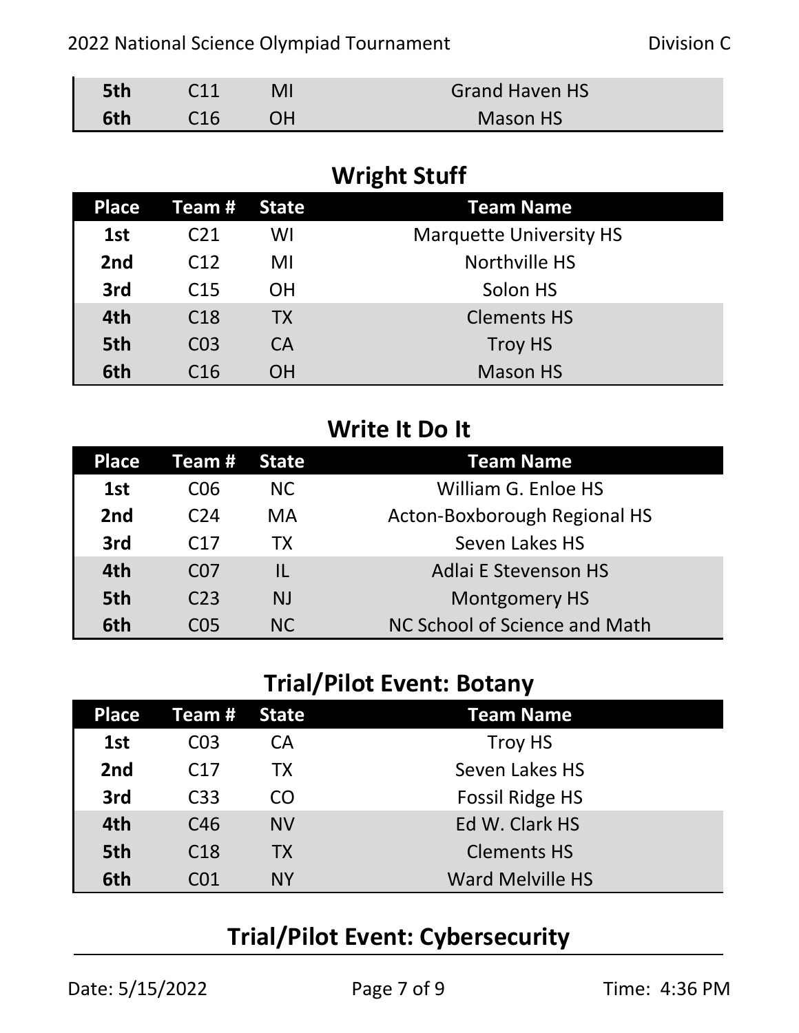| Place | Team # | State | Team Name |
|---|---|---|---|
| 5th | C11 | MI | Grand Haven HS |
| 6th | C16 | OH | Mason HS |

## Wright Stuff

| Place | Team # | State | Team Name |
|---|---|---|---|
| 1st | C21 | WI | Marquette University HS |
| 2nd | C12 | MI | Northville HS |
| 3rd | C15 | OH | Solon HS |
| 4th | C18 | TX | Clements HS |
| 5th | C03 | CA | Troy HS |
| 6th | C16 | OH | Mason HS |

## Write It Do It

| Place | Team # | State | Team Name |
|---|---|---|---|
| 1st | C06 | NC | William G. Enloe HS |
| 2nd | C24 | MA | Acton-Boxborough Regional HS |
| 3rd | C17 | TX | Seven Lakes HS |
| 4th | C07 | IL | Adlai E Stevenson HS |
| 5th | C23 | NJ | Montgomery HS |
| 6th | C05 | NC | NC School of Science and Math |

## Trial/Pilot Event: Botany

| Place | Team # | State | Team Name |
|---|---|---|---|
| 1st | C03 | CA | Troy HS |
| 2nd | C17 | TX | Seven Lakes HS |
| 3rd | C33 | CO | Fossil Ridge HS |
| 4th | C46 | NV | Ed W. Clark HS |
| 5th | C18 | TX | Clements HS |
| 6th | C01 | NY | Ward Melville HS |

## Trial/Pilot Event: Cybersecurity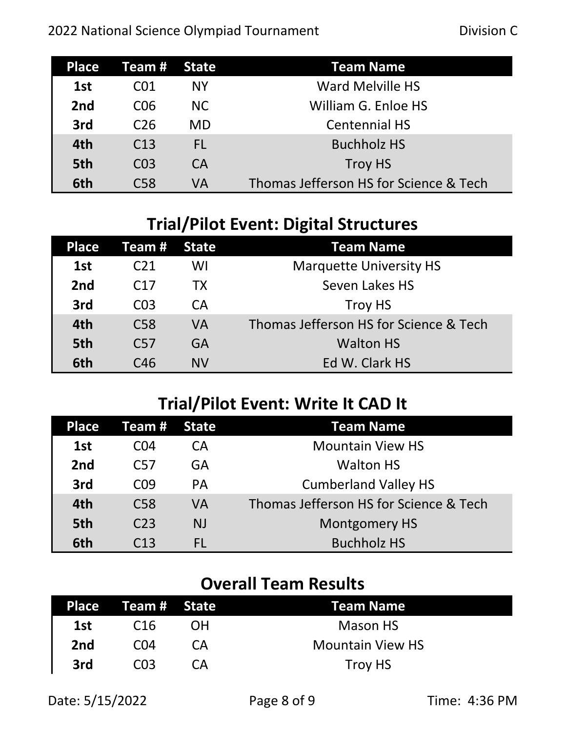| Place | Team # | State | Team Name |
|---|---|---|---|
| 1st | C01 | NY | Ward Melville HS |
| 2nd | C06 | NC | William G. Enloe HS |
| 3rd | C26 | MD | Centennial HS |
| 4th | C13 | FL | Buchholz HS |
| 5th | C03 | CA | Troy HS |
| 6th | C58 | VA | Thomas Jefferson HS for Science & Tech |

## Trial/Pilot Event: Digital Structures

| Place | Team # | State | Team Name |
|---|---|---|---|
| 1st | C21 | WI | Marquette University HS |
| 2nd | C17 | TX | Seven Lakes HS |
| 3rd | C03 | CA | Troy HS |
| 4th | C58 | VA | Thomas Jefferson HS for Science & Tech |
| 5th | C57 | GA | Walton HS |
| 6th | C46 | NV | Ed W. Clark HS |

## Trial/Pilot Event: Write It CAD It

| Place | Team # | State | Team Name |
|---|---|---|---|
| 1st | C04 | CA | Mountain View HS |
| 2nd | C57 | GA | Walton HS |
| 3rd | C09 | PA | Cumberland Valley HS |
| 4th | C58 | VA | Thomas Jefferson HS for Science & Tech |
| 5th | C23 | NJ | Montgomery HS |
| 6th | C13 | FL | Buchholz HS |

## Overall Team Results

| Place | Team # | State | Team Name |
|---|---|---|---|
| 1st | C16 | OH | Mason HS |
| 2nd | C04 | CA | Mountain View HS |
| 3rd | C03 | CA | Troy HS |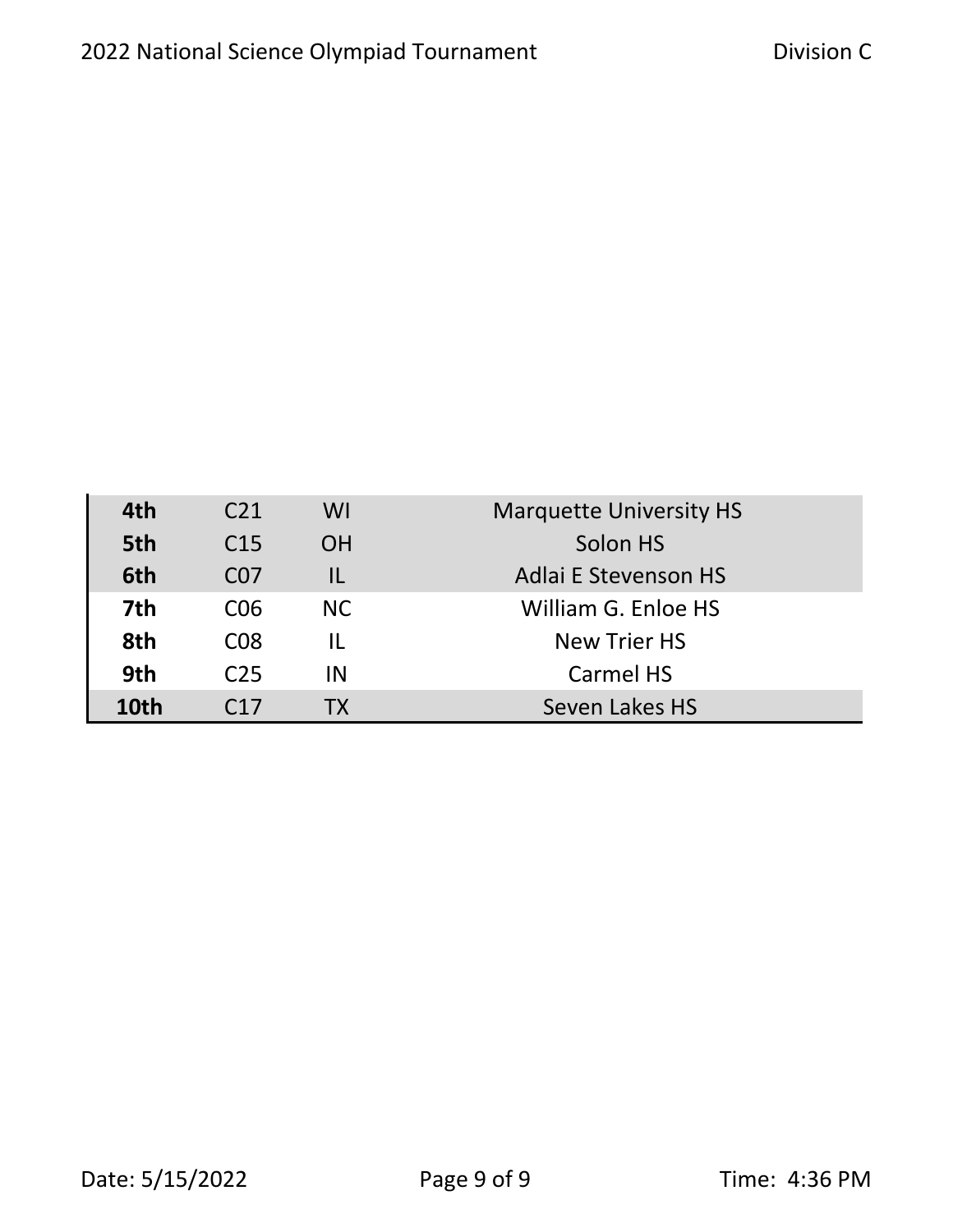| | | | |
|---|---|---|---|
| **4th** | C21 | WI | Marquette University HS |
| **5th** | C15 | OH | Solon HS |
| **6th** | C07 | IL | Adlai E Stevenson HS |
| **7th** | C06 | NC | William G. Enloe HS |
| **8th** | C08 | IL | New Trier HS |
| **9th** | C25 | IN | Carmel HS |
| **10th** | C17 | TX | Seven Lakes HS |